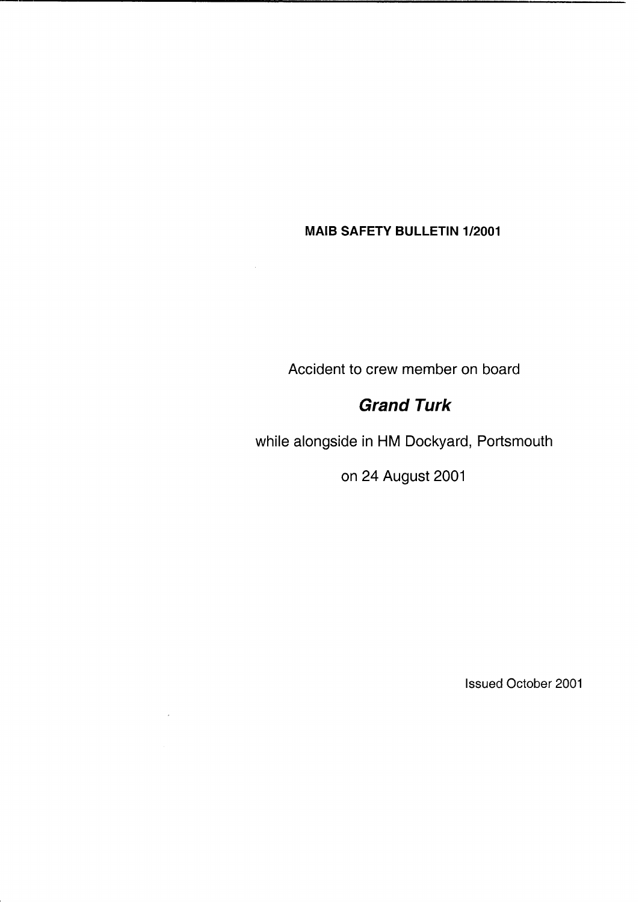# MAIB SAFETY BULLETIN 1/2001

Accident to crew member on board

## ***Grand Turk***

while alongside in HM Dockyard, Portsmouth

on 24 August 2001

Issued October 2001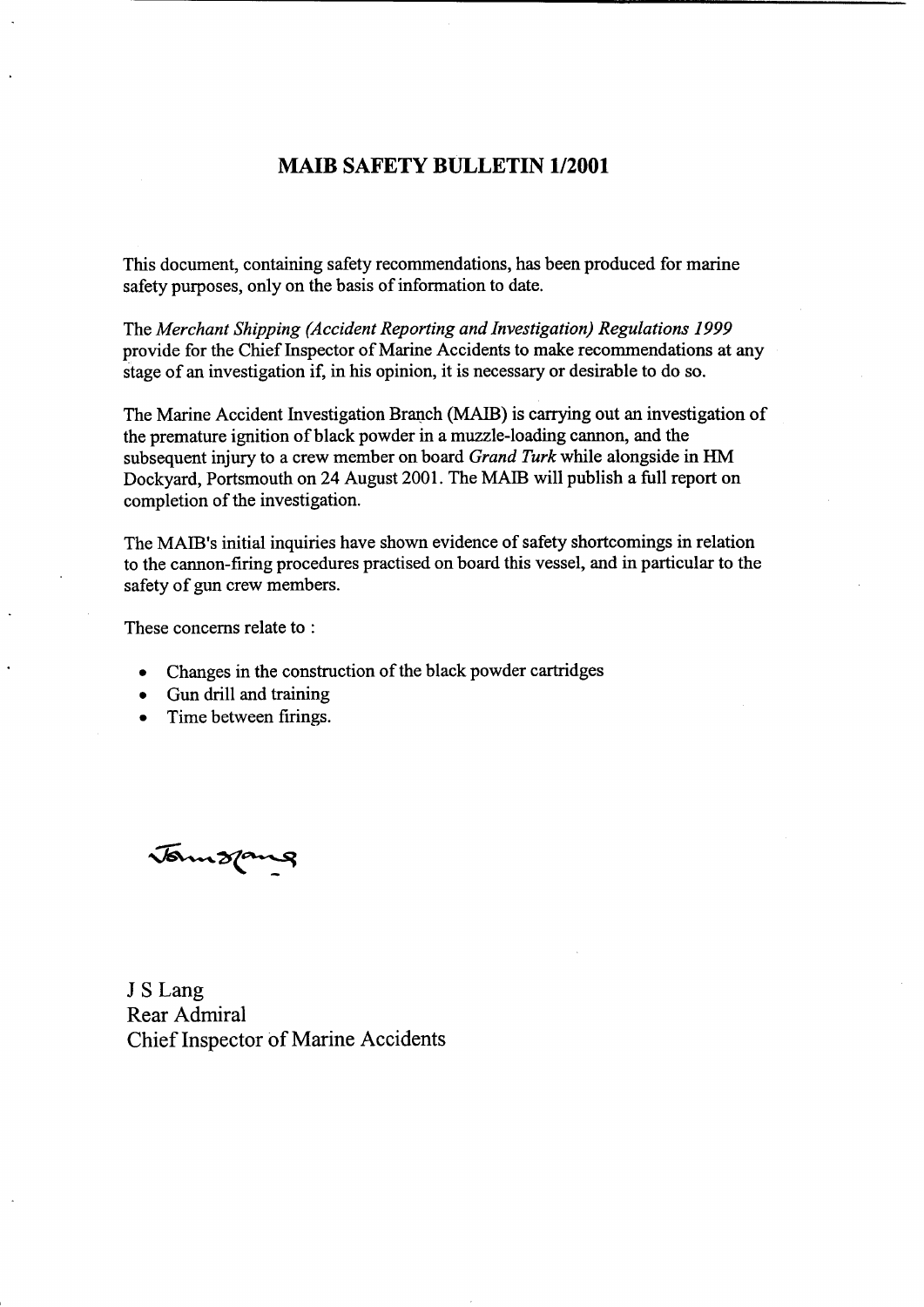# MAIB SAFETY BULLETIN 1/2001

This document, containing safety recommendations, has been produced for marine safety purposes, only on the basis of information to date.

The *Merchant Shipping (Accident Reporting and Investigation) Regulations 1999* provide for the Chief Inspector of Marine Accidents to make recommendations at any stage of an investigation if, in his opinion, it is necessary or desirable to do so.

The Marine Accident Investigation Branch (MAIB) is carrying out an investigation of the premature ignition of black powder in a muzzle-loading cannon, and the subsequent injury to a crew member on board *Grand Turk* while alongside in HM Dockyard, Portsmouth on 24 August 2001. The MAIB will publish a full report on completion of the investigation.

The MAIB's initial inquiries have shown evidence of safety shortcomings in relation to the cannon-firing procedures practised on board this vessel, and in particular to the safety of gun crew members.

These concerns relate to :

- Changes in the construction of the black powder cartridges
- Gun drill and training
- Time between firings.

J S Lang
Rear Admiral
Chief Inspector of Marine Accidents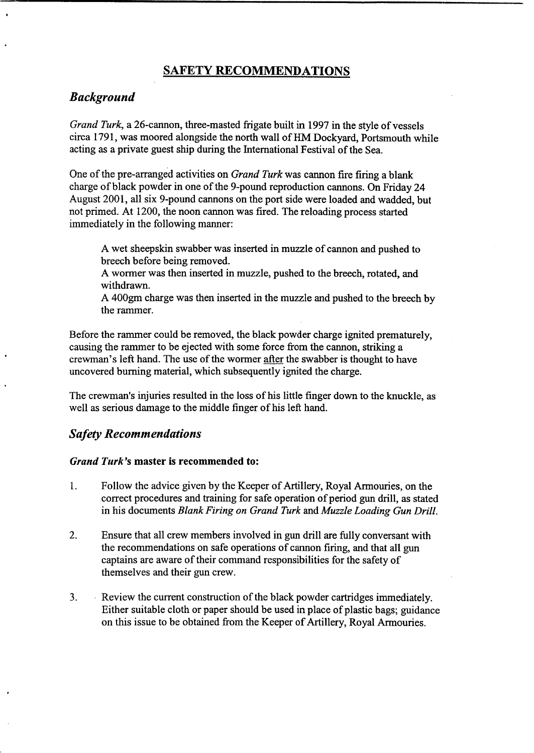## SAFETY RECOMMENDATIONS

### *Background*

*Grand Turk*, a 26-cannon, three-masted frigate built in 1997 in the style of vessels circa 1791, was moored alongside the north wall of HM Dockyard, Portsmouth while acting as a private guest ship during the International Festival of the Sea.

One of the pre-arranged activities on *Grand Turk* was cannon fire firing a blank charge of black powder in one of the 9-pound reproduction cannons. On Friday 24 August 2001, all six 9-pound cannons on the port side were loaded and wadded, but not primed. At 1200, the noon cannon was fired. The reloading process started immediately in the following manner:

> A wet sheepskin swabber was inserted in muzzle of cannon and pushed to breech before being removed.
>
> A wormer was then inserted in muzzle, pushed to the breech, rotated, and withdrawn.
>
> A 400gm charge was then inserted in the muzzle and pushed to the breech by the rammer.

Before the rammer could be removed, the black powder charge ignited prematurely, causing the rammer to be ejected with some force from the cannon, striking a crewman's left hand. The use of the wormer <u>after</u> the swabber is thought to have uncovered burning material, which subsequently ignited the charge.

The crewman's injuries resulted in the loss of his little finger down to the knuckle, as well as serious damage to the middle finger of his left hand.

### *Safety Recommendations*

**_Grand Turk_'s master is recommended to:**

1. Follow the advice given by the Keeper of Artillery, Royal Armouries, on the correct procedures and training for safe operation of period gun drill, as stated in his documents *Blank Firing on Grand Turk* and *Muzzle Loading Gun Drill*.

2. Ensure that all crew members involved in gun drill are fully conversant with the recommendations on safe operations of cannon firing, and that all gun captains are aware of their command responsibilities for the safety of themselves and their gun crew.

3. Review the current construction of the black powder cartridges immediately. Either suitable cloth or paper should be used in place of plastic bags; guidance on this issue to be obtained from the Keeper of Artillery, Royal Armouries.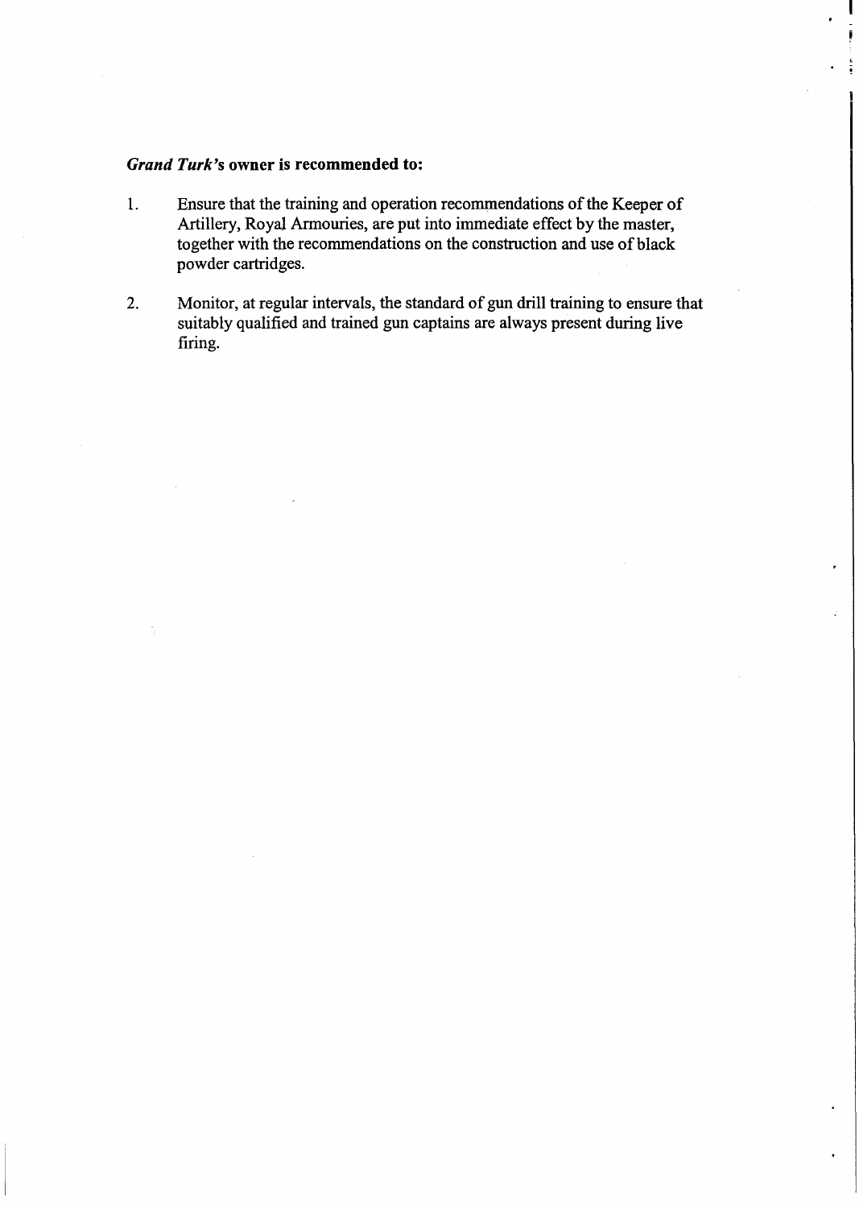***Grand Turk's* owner is recommended to:**

1. Ensure that the training and operation recommendations of the Keeper of Artillery, Royal Armouries, are put into immediate effect by the master, together with the recommendations on the construction and use of black powder cartridges.

2. Monitor, at regular intervals, the standard of gun drill training to ensure that suitably qualified and trained gun captains are always present during live firing.